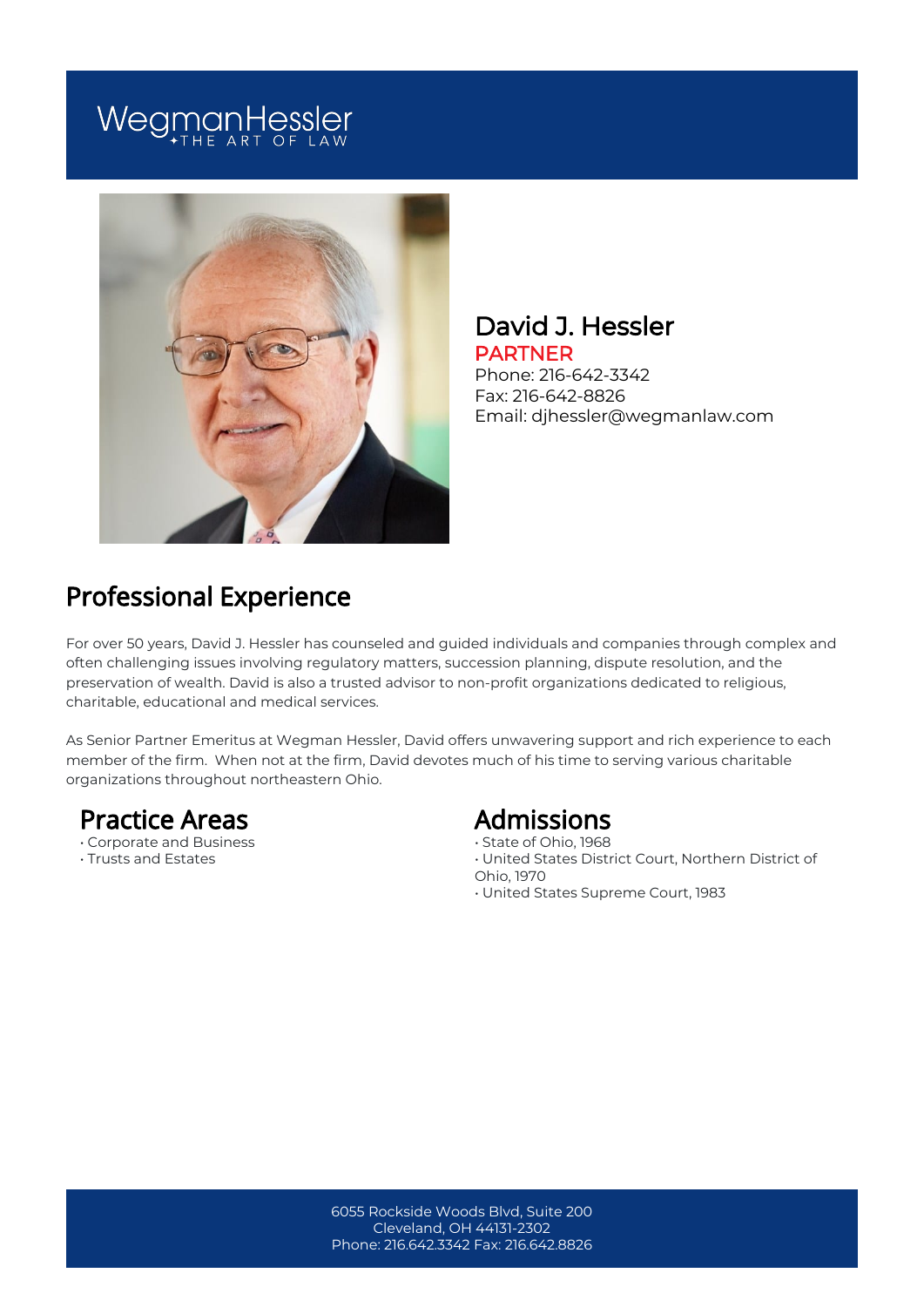WegmanHessler
THE ART OF LAW

# David J. Hessler

PARTNER

Phone: 216-642-3342
Fax: 216-642-8826
Email: djhessler@wegmanlaw.com

## Professional Experience

For over 50 years, David J. Hessler has counseled and guided individuals and companies through complex and often challenging issues involving regulatory matters, succession planning, dispute resolution, and the preservation of wealth. David is also a trusted advisor to non-profit organizations dedicated to religious, charitable, educational and medical services.

As Senior Partner Emeritus at Wegman Hessler, David offers unwavering support and rich experience to each member of the firm. When not at the firm, David devotes much of his time to serving various charitable organizations throughout northeastern Ohio.

## Practice Areas

- Corporate and Business
- Trusts and Estates

## Admissions

- State of Ohio, 1968
- United States District Court, Northern District of Ohio, 1970
- United States Supreme Court, 1983

6055 Rockside Woods Blvd, Suite 200
Cleveland, OH 44131-2302
Phone: 216.642.3342 Fax: 216.642.8826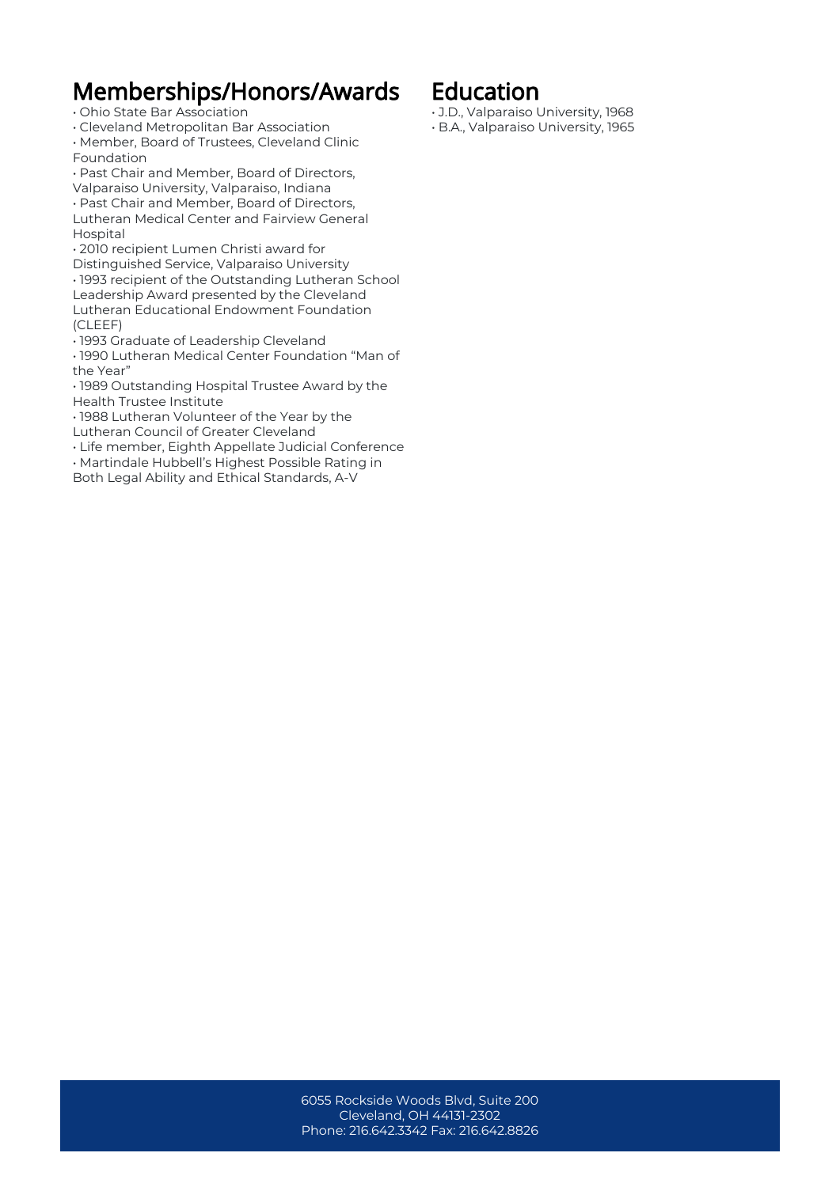## Memberships/Honors/Awards

- Ohio State Bar Association
- Cleveland Metropolitan Bar Association
- Member, Board of Trustees, Cleveland Clinic Foundation
- Past Chair and Member, Board of Directors, Valparaiso University, Valparaiso, Indiana
- Past Chair and Member, Board of Directors, Lutheran Medical Center and Fairview General Hospital
- 2010 recipient Lumen Christi award for Distinguished Service, Valparaiso University
- 1993 recipient of the Outstanding Lutheran School Leadership Award presented by the Cleveland Lutheran Educational Endowment Foundation (CLEEF)
- 1993 Graduate of Leadership Cleveland
- 1990 Lutheran Medical Center Foundation "Man of the Year"
- 1989 Outstanding Hospital Trustee Award by the Health Trustee Institute
- 1988 Lutheran Volunteer of the Year by the Lutheran Council of Greater Cleveland
- Life member, Eighth Appellate Judicial Conference
- Martindale Hubbell's Highest Possible Rating in Both Legal Ability and Ethical Standards, A-V

## Education

- J.D., Valparaiso University, 1968
- B.A., Valparaiso University, 1965

6055 Rockside Woods Blvd, Suite 200
Cleveland, OH 44131-2302
Phone: 216.642.3342 Fax: 216.642.8826